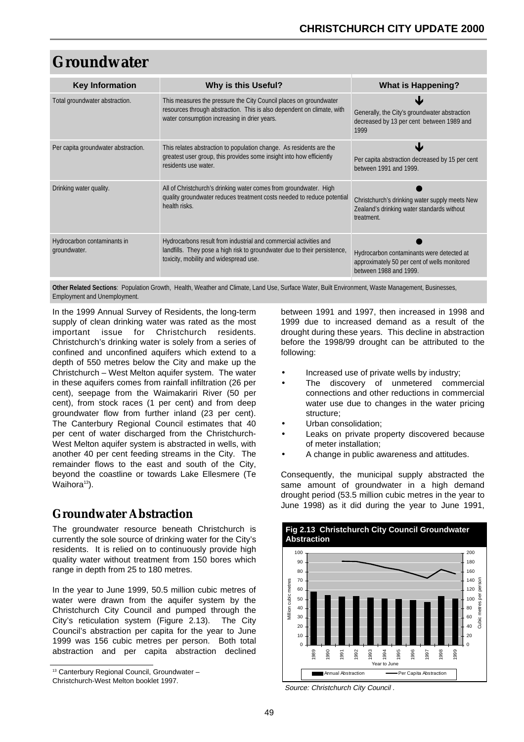# Groundwater

| Key Information | Why is this Useful? | What is Happening? |
|---|---|---|
| Total groundwater abstraction. | This measures the pressure the City Council places on groundwater resources through abstraction. This is also dependent on climate, with water consumption increasing in drier years. | ↓ Generally, the City's groundwater abstraction decreased by 13 per cent between 1989 and 1999 |
| Per capita groundwater abstraction. | This relates abstraction to population change. As residents are the greatest user group, this provides some insight into how efficiently residents use water. | ↓ Per capita abstraction decreased by 15 per cent between 1991 and 1999. |
| Drinking water quality. | All of Christchurch's drinking water comes from groundwater. High quality groundwater reduces treatment costs needed to reduce potential health risks. | ● Christchurch's drinking water supply meets New Zealand's drinking water standards without treatment. |
| Hydrocarbon contaminants in groundwater. | Hydrocarbons result from industrial and commercial activities and landfills. They pose a high risk to groundwater due to their persistence, toxicity, mobility and widespread use. | ● Hydrocarbon contaminants were detected at approximately 50 per cent of wells monitored between 1988 and 1999. |

**Other Related Sections**: Population Growth, Health, Weather and Climate, Land Use, Surface Water, Built Environment, Waste Management, Businesses, Employment and Unemployment.

In the 1999 Annual Survey of Residents, the long-term supply of clean drinking water was rated as the most important issue for Christchurch residents. Christchurch's drinking water is solely from a series of confined and unconfined aquifers which extend to a depth of 550 metres below the City and make up the Christchurch – West Melton aquifer system. The water in these aquifers comes from rainfall infiltration (26 per cent), seepage from the Waimakariri River (50 per cent), from stock races (1 per cent) and from deep groundwater flow from further inland (23 per cent). The Canterbury Regional Council estimates that 40 per cent of water discharged from the Christchurch-West Melton aquifer system is abstracted in wells, with another 40 per cent feeding streams in the City. The remainder flows to the east and south of the City, beyond the coastline or towards Lake Ellesmere (Te Waihora[13]).

## Groundwater Abstraction

The groundwater resource beneath Christchurch is currently the sole source of drinking water for the City's residents. It is relied on to continuously provide high quality water without treatment from 150 bores which range in depth from 25 to 180 metres.

In the year to June 1999, 50.5 million cubic metres of water were drawn from the aquifer system by the Christchurch City Council and pumped through the City's reticulation system (Figure 2.13). The City Council's abstraction per capita for the year to June 1999 was 156 cubic metres per person. Both total abstraction and per capita abstraction declined between 1991 and 1997, then increased in 1998 and 1999 due to increased demand as a result of the drought during these years. This decline in abstraction before the 1998/99 drought can be attributed to the following:

- Increased use of private wells by industry;
- The discovery of unmetered commercial connections and other reductions in commercial water use due to changes in the water pricing structure;
- Urban consolidation;
- Leaks on private property discovered because of meter installation;
- A change in public awareness and attitudes.

Consequently, the municipal supply abstracted the same amount of groundwater in a high demand drought period (53.5 million cubic metres in the year to June 1998) as it did during the year to June 1991,

**Fig 2.13 Christchurch City Council Groundwater Abstraction**

*Source: Christchurch City Council .*

[13] Canterbury Regional Council, Groundwater – Christchurch-West Melton booklet 1997.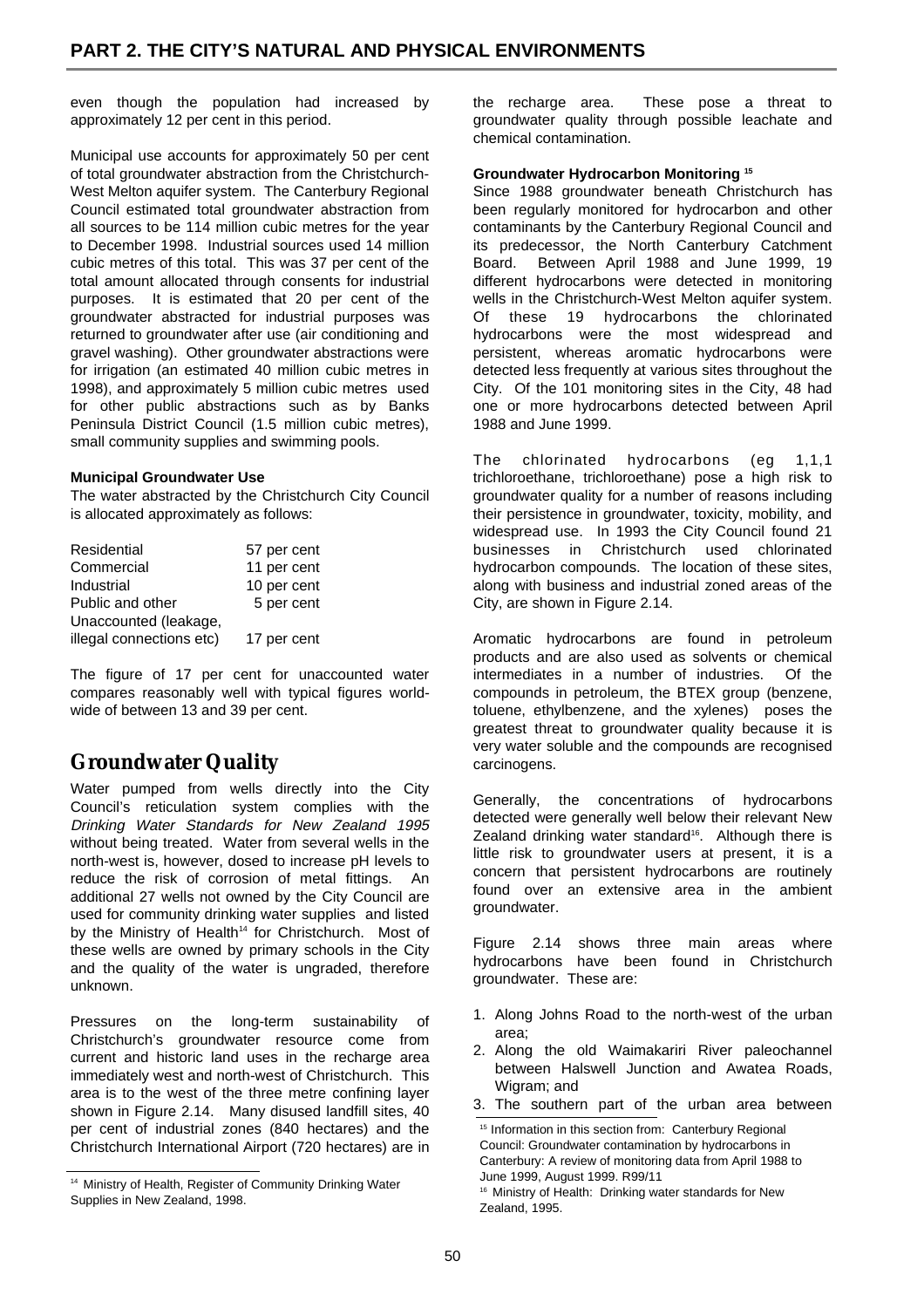even though the population had increased by approximately 12 per cent in this period.

Municipal use accounts for approximately 50 per cent of total groundwater abstraction from the Christchurch-West Melton aquifer system. The Canterbury Regional Council estimated total groundwater abstraction from all sources to be 114 million cubic metres for the year to December 1998. Industrial sources used 14 million cubic metres of this total. This was 37 per cent of the total amount allocated through consents for industrial purposes. It is estimated that 20 per cent of the groundwater abstracted for industrial purposes was returned to groundwater after use (air conditioning and gravel washing). Other groundwater abstractions were for irrigation (an estimated 40 million cubic metres in 1998), and approximately 5 million cubic metres used for other public abstractions such as by Banks Peninsula District Council (1.5 million cubic metres), small community supplies and swimming pools.

**Municipal Groundwater Use**

The water abstracted by the Christchurch City Council is allocated approximately as follows:

| | |
|---|---|
| Residential | 57 per cent |
| Commercial | 11 per cent |
| Industrial | 10 per cent |
| Public and other | 5 per cent |
| Unaccounted (leakage, illegal connections etc) | 17 per cent |

The figure of 17 per cent for unaccounted water compares reasonably well with typical figures world-wide of between 13 and 39 per cent.

## Groundwater Quality

Water pumped from wells directly into the City Council's reticulation system complies with the *Drinking Water Standards for New Zealand 1995* without being treated. Water from several wells in the north-west is, however, dosed to increase pH levels to reduce the risk of corrosion of metal fittings. An additional 27 wells not owned by the City Council are used for community drinking water supplies and listed by the Ministry of Health[14] for Christchurch. Most of these wells are owned by primary schools in the City and the quality of the water is ungraded, therefore unknown.

Pressures on the long-term sustainability of Christchurch's groundwater resource come from current and historic land uses in the recharge area immediately west and north-west of Christchurch. This area is to the west of the three metre confining layer shown in Figure 2.14. Many disused landfill sites, 40 per cent of industrial zones (840 hectares) and the Christchurch International Airport (720 hectares) are in the recharge area. These pose a threat to groundwater quality through possible leachate and chemical contamination.

**Groundwater Hydrocarbon Monitoring [15]**

Since 1988 groundwater beneath Christchurch has been regularly monitored for hydrocarbon and other contaminants by the Canterbury Regional Council and its predecessor, the North Canterbury Catchment Board. Between April 1988 and June 1999, 19 different hydrocarbons were detected in monitoring wells in the Christchurch-West Melton aquifer system. Of these 19 hydrocarbons the chlorinated hydrocarbons were the most widespread and persistent, whereas aromatic hydrocarbons were detected less frequently at various sites throughout the City. Of the 101 monitoring sites in the City, 48 had one or more hydrocarbons detected between April 1988 and June 1999.

The chlorinated hydrocarbons (eg 1,1,1 trichloroethane, trichloroethane) pose a high risk to groundwater quality for a number of reasons including their persistence in groundwater, toxicity, mobility, and widespread use. In 1993 the City Council found 21 businesses in Christchurch used chlorinated hydrocarbon compounds. The location of these sites, along with business and industrial zoned areas of the City, are shown in Figure 2.14.

Aromatic hydrocarbons are found in petroleum products and are also used as solvents or chemical intermediates in a number of industries. Of the compounds in petroleum, the BTEX group (benzene, toluene, ethylbenzene, and the xylenes) poses the greatest threat to groundwater quality because it is very water soluble and the compounds are recognised carcinogens.

Generally, the concentrations of hydrocarbons detected were generally well below their relevant New Zealand drinking water standard[16]. Although there is little risk to groundwater users at present, it is a concern that persistent hydrocarbons are routinely found over an extensive area in the ambient groundwater.

Figure 2.14 shows three main areas where hydrocarbons have been found in Christchurch groundwater. These are:

1. Along Johns Road to the north-west of the urban area;
2. Along the old Waimakariri River paleochannel between Halswell Junction and Awatea Roads, Wigram; and
3. The southern part of the urban area between

---

[14] Ministry of Health, Register of Community Drinking Water Supplies in New Zealand, 1998.

[15] Information in this section from: Canterbury Regional Council: Groundwater contamination by hydrocarbons in Canterbury: A review of monitoring data from April 1988 to June 1999, August 1999. R99/11

[16] Ministry of Health: Drinking water standards for New Zealand, 1995.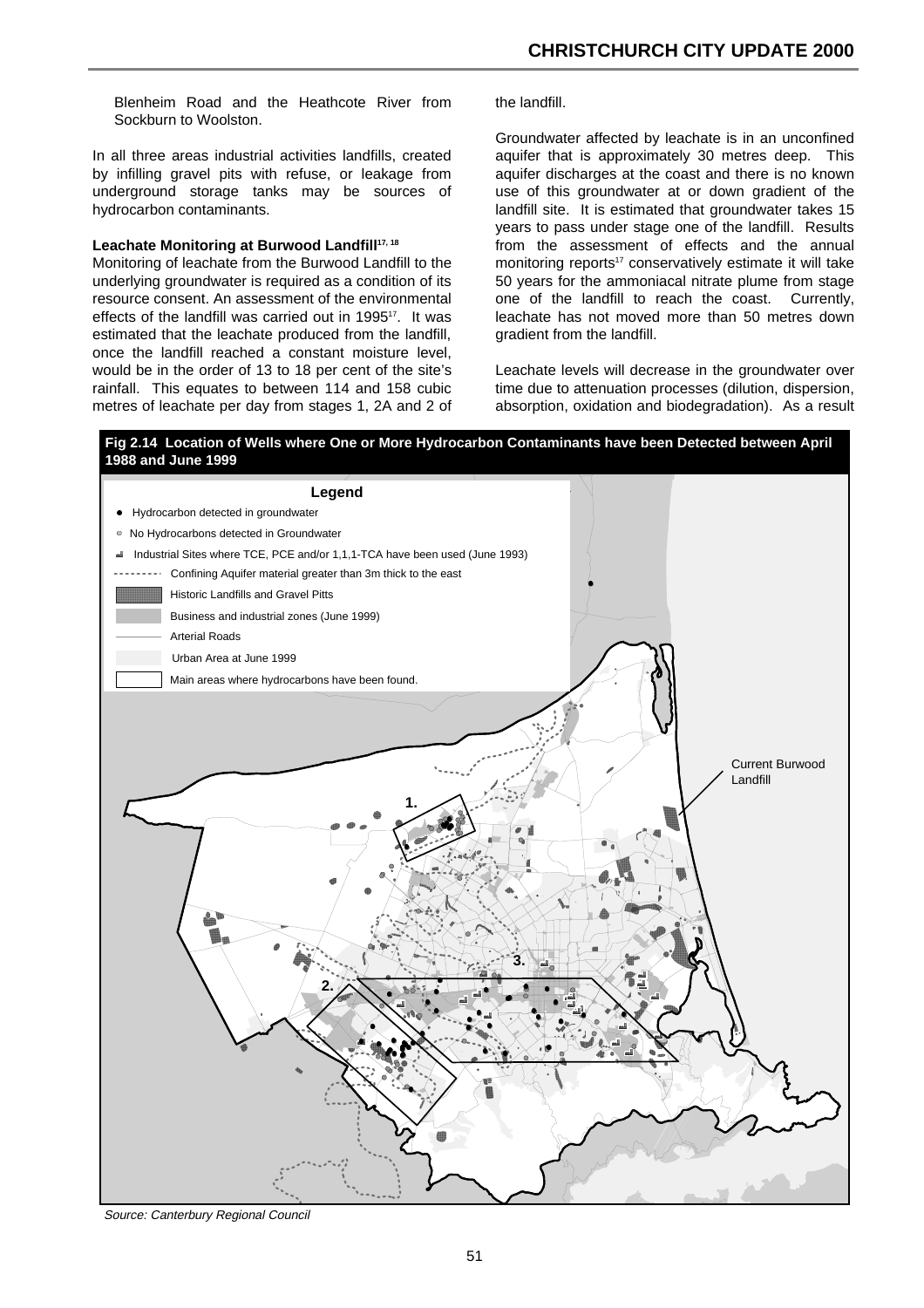Blenheim Road and the Heathcote River from Sockburn to Woolston.

In all three areas industrial activities landfills, created by infilling gravel pits with refuse, or leakage from underground storage tanks may be sources of hydrocarbon contaminants.

**Leachate Monitoring at Burwood Landfill[17, 18]**

Monitoring of leachate from the Burwood Landfill to the underlying groundwater is required as a condition of its resource consent. An assessment of the environmental effects of the landfill was carried out in 1995[17]. It was estimated that the leachate produced from the landfill, once the landfill reached a constant moisture level, would be in the order of 13 to 18 per cent of the site's rainfall. This equates to between 114 and 158 cubic metres of leachate per day from stages 1, 2A and 2 of the landfill.

Groundwater affected by leachate is in an unconfined aquifer that is approximately 30 metres deep. This aquifer discharges at the coast and there is no known use of this groundwater at or down gradient of the landfill site. It is estimated that groundwater takes 15 years to pass under stage one of the landfill. Results from the assessment of effects and the annual monitoring reports[17] conservatively estimate it will take 50 years for the ammoniacal nitrate plume from stage one of the landfill to reach the coast. Currently, leachate has not moved more than 50 metres down gradient from the landfill.

Leachate levels will decrease in the groundwater over time due to attenuation processes (dilution, dispersion, absorption, oxidation and biodegradation). As a result

**Fig 2.14 Location of Wells where One or More Hydrocarbon Contaminants have been Detected between April 1988 and June 1999**

*Source: Canterbury Regional Council*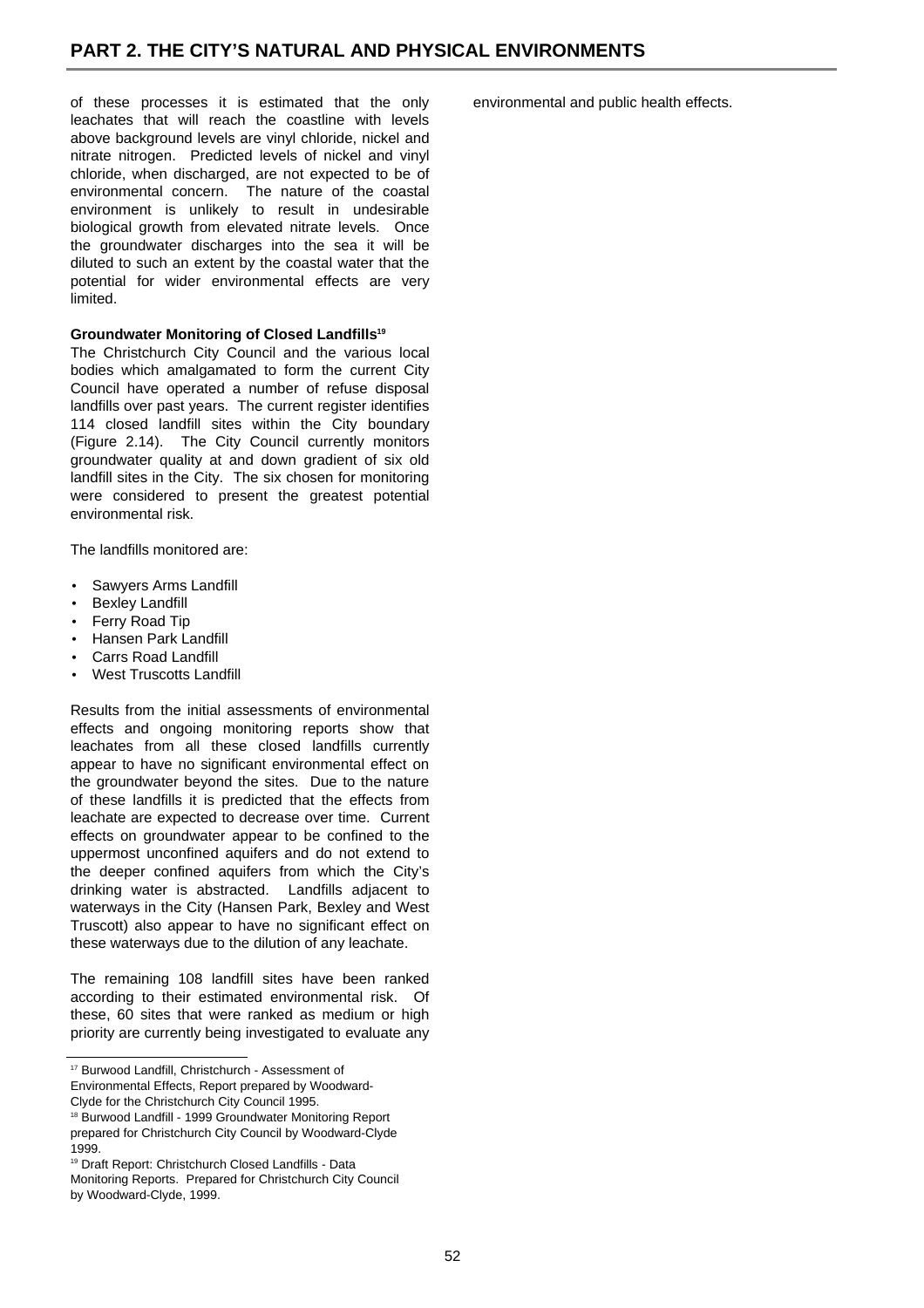of these processes it is estimated that the only leachates that will reach the coastline with levels above background levels are vinyl chloride, nickel and nitrate nitrogen. Predicted levels of nickel and vinyl chloride, when discharged, are not expected to be of environmental concern. The nature of the coastal environment is unlikely to result in undesirable biological growth from elevated nitrate levels. Once the groundwater discharges into the sea it will be diluted to such an extent by the coastal water that the potential for wider environmental effects are very limited.

**Groundwater Monitoring of Closed Landfills[19]**

The Christchurch City Council and the various local bodies which amalgamated to form the current City Council have operated a number of refuse disposal landfills over past years. The current register identifies 114 closed landfill sites within the City boundary (Figure 2.14). The City Council currently monitors groundwater quality at and down gradient of six old landfill sites in the City. The six chosen for monitoring were considered to present the greatest potential environmental risk.

The landfills monitored are:

- Sawyers Arms Landfill
- Bexley Landfill
- Ferry Road Tip
- Hansen Park Landfill
- Carrs Road Landfill
- West Truscotts Landfill

Results from the initial assessments of environmental effects and ongoing monitoring reports show that leachates from all these closed landfills currently appear to have no significant environmental effect on the groundwater beyond the sites. Due to the nature of these landfills it is predicted that the effects from leachate are expected to decrease over time. Current effects on groundwater appear to be confined to the uppermost unconfined aquifers and do not extend to the deeper confined aquifers from which the City's drinking water is abstracted. Landfills adjacent to waterways in the City (Hansen Park, Bexley and West Truscott) also appear to have no significant effect on these waterways due to the dilution of any leachate.

The remaining 108 landfill sites have been ranked according to their estimated environmental risk. Of these, 60 sites that were ranked as medium or high priority are currently being investigated to evaluate any environmental and public health effects.

[17] Burwood Landfill, Christchurch - Assessment of Environmental Effects, Report prepared by Woodward-Clyde for the Christchurch City Council 1995.

[18] Burwood Landfill - 1999 Groundwater Monitoring Report prepared for Christchurch City Council by Woodward-Clyde 1999.

[19] Draft Report: Christchurch Closed Landfills - Data Monitoring Reports. Prepared for Christchurch City Council by Woodward-Clyde, 1999.